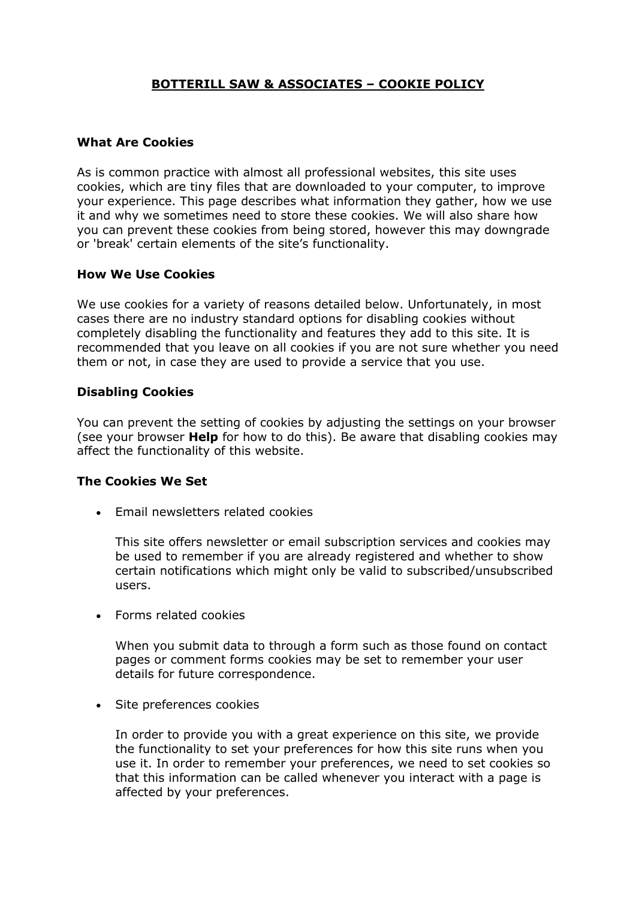# BOTTERILL SAW & ASSOCIATES – COOKIE POLICY

### What Are Cookies

As is common practice with almost all professional websites, this site uses cookies, which are tiny files that are downloaded to your computer, to improve your experience. This page describes what information they gather, how we use it and why we sometimes need to store these cookies. We will also share how you can prevent these cookies from being stored, however this may downgrade or 'break' certain elements of the site's functionality.

### How We Use Cookies

We use cookies for a variety of reasons detailed below. Unfortunately, in most cases there are no industry standard options for disabling cookies without completely disabling the functionality and features they add to this site. It is recommended that you leave on all cookies if you are not sure whether you need them or not, in case they are used to provide a service that you use.

### Disabling Cookies

You can prevent the setting of cookies by adjusting the settings on your browser (see your browser **Help** for how to do this). Be aware that disabling cookies may affect the functionality of this website.

### The Cookies We Set

- Email newsletters related cookies

  This site offers newsletter or email subscription services and cookies may be used to remember if you are already registered and whether to show certain notifications which might only be valid to subscribed/unsubscribed users.

- Forms related cookies

  When you submit data to through a form such as those found on contact pages or comment forms cookies may be set to remember your user details for future correspondence.

- Site preferences cookies

  In order to provide you with a great experience on this site, we provide the functionality to set your preferences for how this site runs when you use it. In order to remember your preferences, we need to set cookies so that this information can be called whenever you interact with a page is affected by your preferences.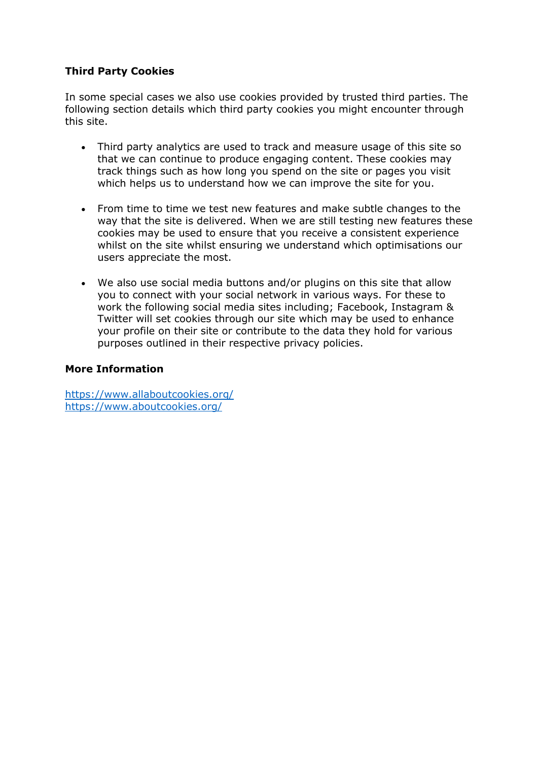**Third Party Cookies**

In some special cases we also use cookies provided by trusted third parties. The following section details which third party cookies you might encounter through this site.

- Third party analytics are used to track and measure usage of this site so that we can continue to produce engaging content. These cookies may track things such as how long you spend on the site or pages you visit which helps us to understand how we can improve the site for you.

- From time to time we test new features and make subtle changes to the way that the site is delivered. When we are still testing new features these cookies may be used to ensure that you receive a consistent experience whilst on the site whilst ensuring we understand which optimisations our users appreciate the most.

- We also use social media buttons and/or plugins on this site that allow you to connect with your social network in various ways. For these to work the following social media sites including; Facebook, Instagram & Twitter will set cookies through our site which may be used to enhance your profile on their site or contribute to the data they hold for various purposes outlined in their respective privacy policies.

**More Information**

https://www.allaboutcookies.org/
https://www.aboutcookies.org/